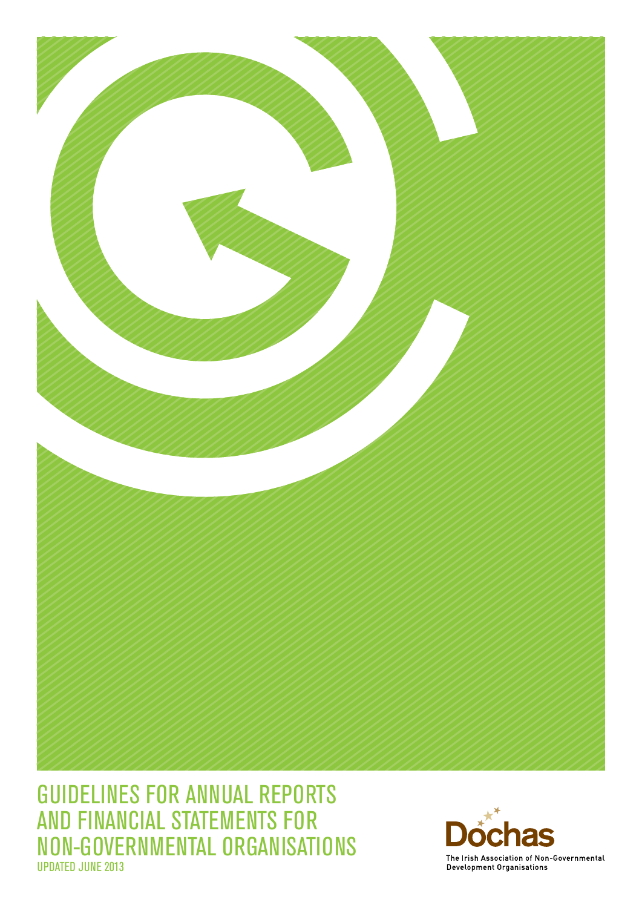# GUIDELINES FOR ANNUAL REPORTS AND FINANCIAL STATEMENTS FOR NON-GOVERNMENTAL ORGANISATIONS

UPDATED JUNE 2013

Dóchas

The Irish Association of Non-Governmental Development Organisations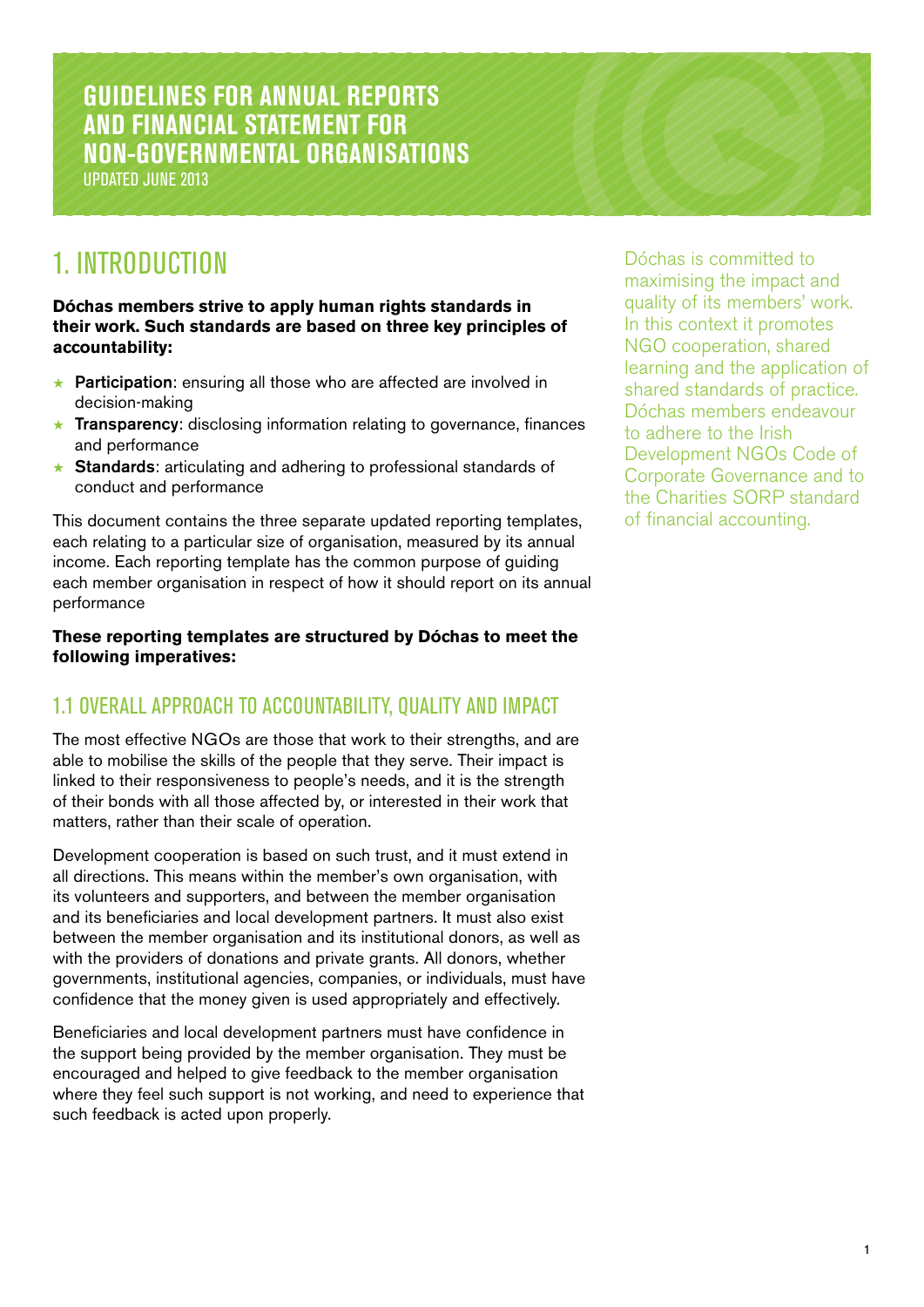# GUIDELINES FOR ANNUAL REPORTS AND FINANCIAL STATEMENT FOR NON-GOVERNMENTAL ORGANISATIONS

UPDATED JUNE 2013

## 1. INTRODUCTION

**Dóchas members strive to apply human rights standards in their work. Such standards are based on three key principles of accountability:**

- **Participation**: ensuring all those who are affected are involved in decision-making
- **Transparency**: disclosing information relating to governance, finances and performance
- **Standards**: articulating and adhering to professional standards of conduct and performance

This document contains the three separate updated reporting templates, each relating to a particular size of organisation, measured by its annual income. Each reporting template has the common purpose of guiding each member organisation in respect of how it should report on its annual performance

**These reporting templates are structured by Dóchas to meet the following imperatives:**

### 1.1 OVERALL APPROACH TO ACCOUNTABILITY, QUALITY AND IMPACT

The most effective NGOs are those that work to their strengths, and are able to mobilise the skills of the people that they serve. Their impact is linked to their responsiveness to people's needs, and it is the strength of their bonds with all those affected by, or interested in their work that matters, rather than their scale of operation.

Development cooperation is based on such trust, and it must extend in all directions. This means within the member's own organisation, with its volunteers and supporters, and between the member organisation and its beneficiaries and local development partners. It must also exist between the member organisation and its institutional donors, as well as with the providers of donations and private grants. All donors, whether governments, institutional agencies, companies, or individuals, must have confidence that the money given is used appropriately and effectively.

Beneficiaries and local development partners must have confidence in the support being provided by the member organisation. They must be encouraged and helped to give feedback to the member organisation where they feel such support is not working, and need to experience that such feedback is acted upon properly.

Dóchas is committed to maximising the impact and quality of its members' work. In this context it promotes NGO cooperation, shared learning and the application of shared standards of practice. Dóchas members endeavour to adhere to the Irish Development NGOs Code of Corporate Governance and to the Charities SORP standard of financial accounting.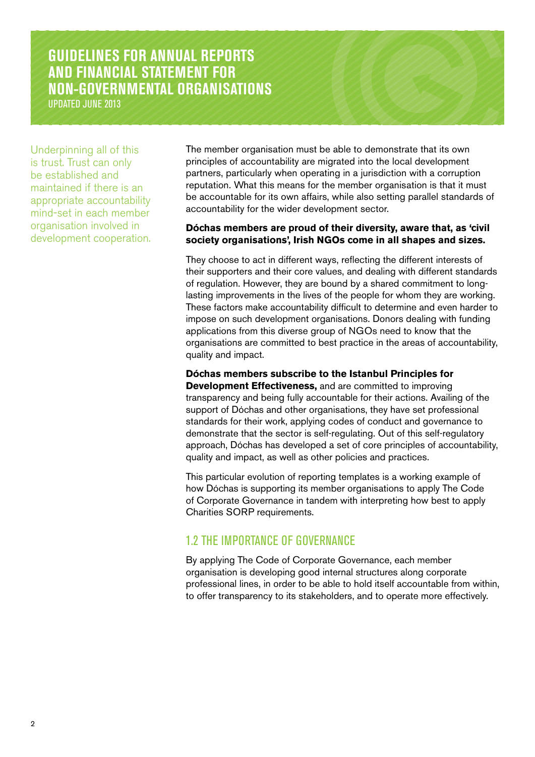Underpinning all of this is trust. Trust can only be established and maintained if there is an appropriate accountability mind-set in each member organisation involved in development cooperation.

The member organisation must be able to demonstrate that its own principles of accountability are migrated into the local development partners, particularly when operating in a jurisdiction with a corruption reputation. What this means for the member organisation is that it must be accountable for its own affairs, while also setting parallel standards of accountability for the wider development sector.

**Dóchas members are proud of their diversity, aware that, as 'civil society organisations', Irish NGOs come in all shapes and sizes.**

They choose to act in different ways, reflecting the different interests of their supporters and their core values, and dealing with different standards of regulation. However, they are bound by a shared commitment to long-lasting improvements in the lives of the people for whom they are working. These factors make accountability difficult to determine and even harder to impose on such development organisations. Donors dealing with funding applications from this diverse group of NGOs need to know that the organisations are committed to best practice in the areas of accountability, quality and impact.

**Dóchas members subscribe to the Istanbul Principles for Development Effectiveness,** and are committed to improving transparency and being fully accountable for their actions. Availing of the support of Dóchas and other organisations, they have set professional standards for their work, applying codes of conduct and governance to demonstrate that the sector is self-regulating. Out of this self-regulatory approach, Dóchas has developed a set of core principles of accountability, quality and impact, as well as other policies and practices.

This particular evolution of reporting templates is a working example of how Dóchas is supporting its member organisations to apply The Code of Corporate Governance in tandem with interpreting how best to apply Charities SORP requirements.

## 1.2 THE IMPORTANCE OF GOVERNANCE

By applying The Code of Corporate Governance, each member organisation is developing good internal structures along corporate professional lines, in order to be able to hold itself accountable from within, to offer transparency to its stakeholders, and to operate more effectively.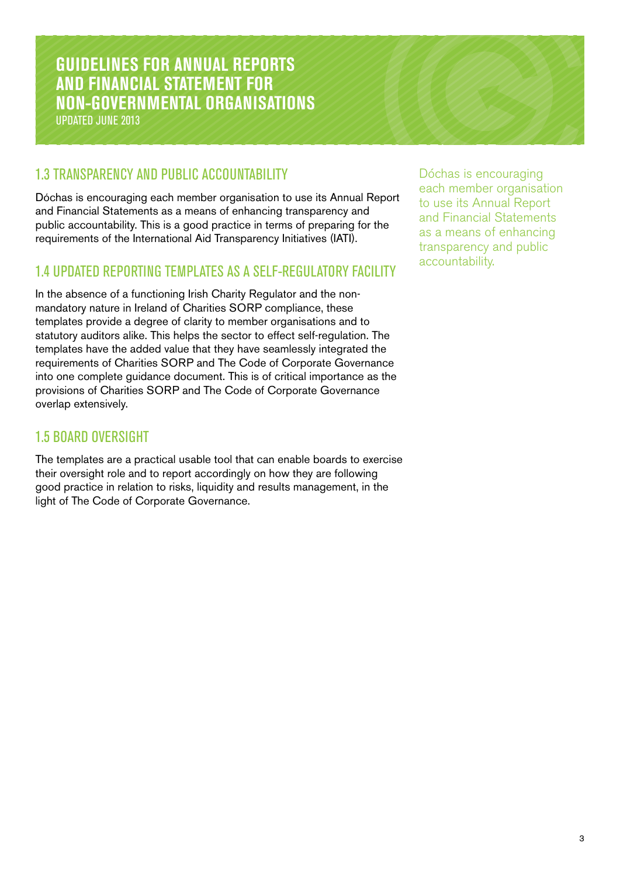## 1.3 TRANSPARENCY AND PUBLIC ACCOUNTABILITY

Dóchas is encouraging each member organisation to use its Annual Report and Financial Statements as a means of enhancing transparency and public accountability. This is a good practice in terms of preparing for the requirements of the International Aid Transparency Initiatives (IATI).

## 1.4 UPDATED REPORTING TEMPLATES AS A SELF-REGULATORY FACILITY

In the absence of a functioning Irish Charity Regulator and the non-mandatory nature in Ireland of Charities SORP compliance, these templates provide a degree of clarity to member organisations and to statutory auditors alike. This helps the sector to effect self-regulation. The templates have the added value that they have seamlessly integrated the requirements of Charities SORP and The Code of Corporate Governance into one complete guidance document. This is of critical importance as the provisions of Charities SORP and The Code of Corporate Governance overlap extensively.

## 1.5 BOARD OVERSIGHT

The templates are a practical usable tool that can enable boards to exercise their oversight role and to report accordingly on how they are following good practice in relation to risks, liquidity and results management, in the light of The Code of Corporate Governance.

Dóchas is encouraging each member organisation to use its Annual Report and Financial Statements as a means of enhancing transparency and public accountability.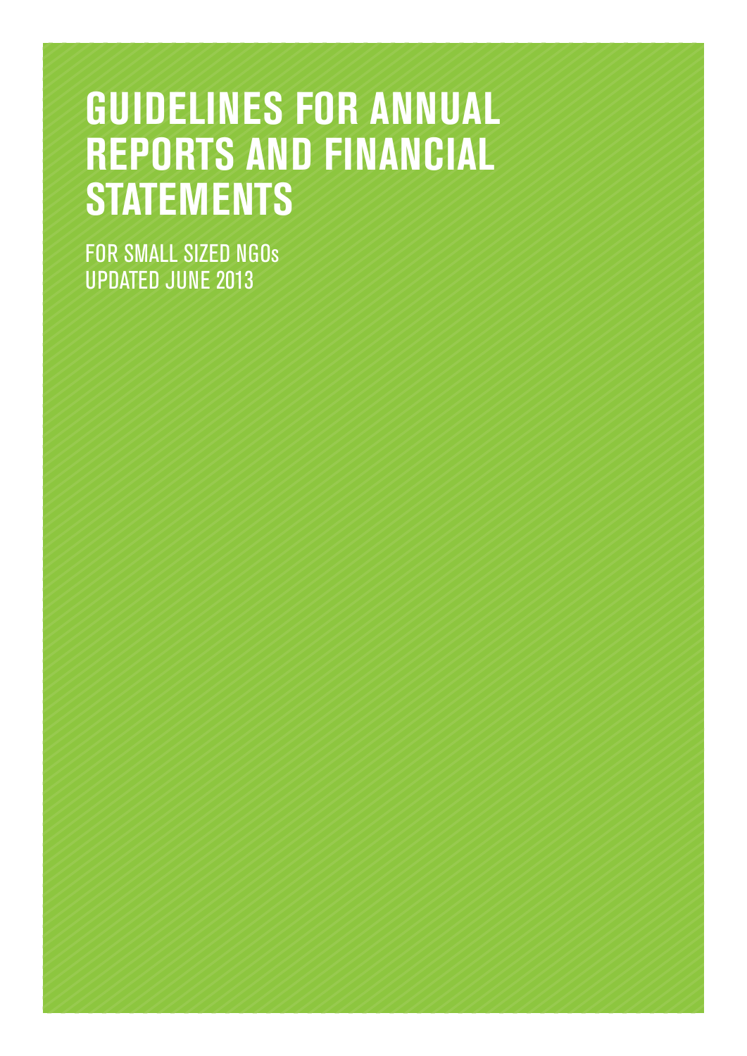# GUIDELINES FOR ANNUAL REPORTS AND FINANCIAL STATEMENTS

FOR SMALL SIZED NGOs
UPDATED JUNE 2013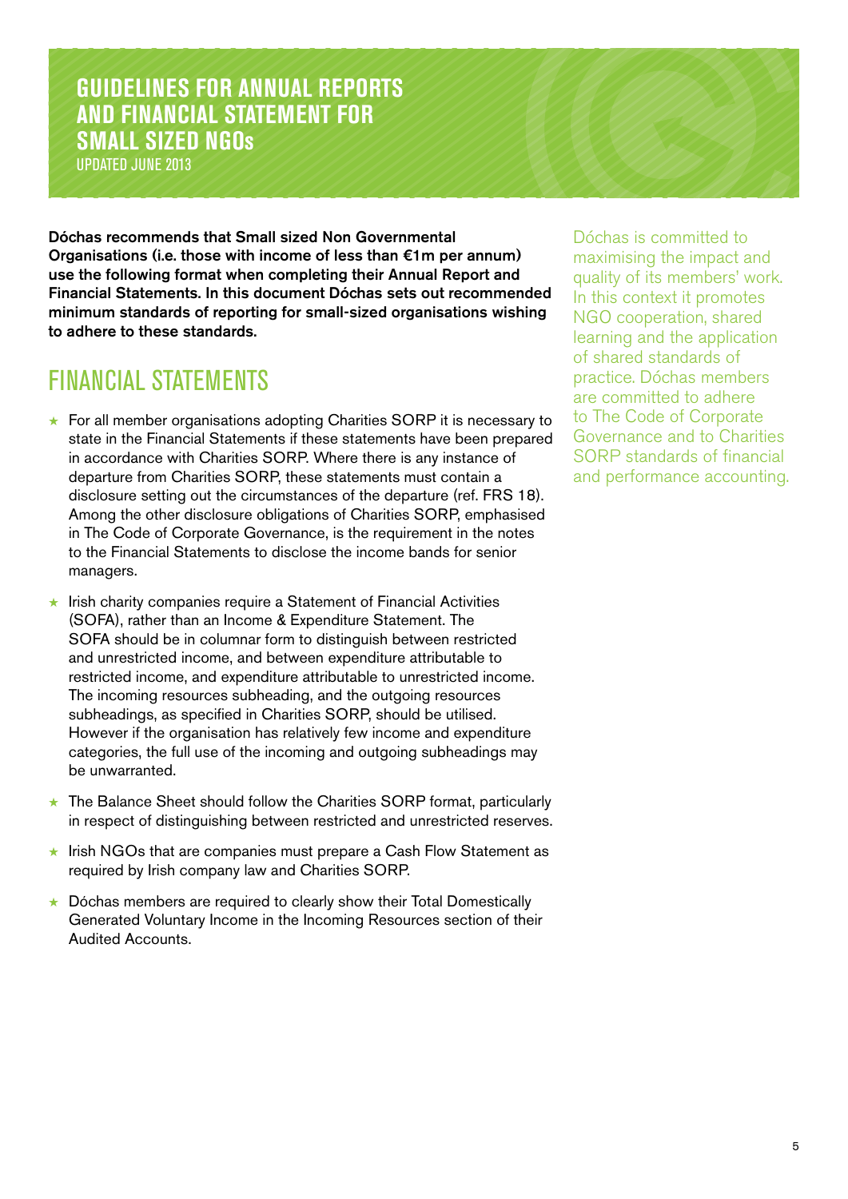# GUIDELINES FOR ANNUAL REPORTS AND FINANCIAL STATEMENT FOR SMALL SIZED NGOs

UPDATED JUNE 2013

**Dóchas recommends that Small sized Non Governmental Organisations (i.e. those with income of less than €1m per annum) use the following format when completing their Annual Report and Financial Statements. In this document Dóchas sets out recommended minimum standards of reporting for small-sized organisations wishing to adhere to these standards.**

Dóchas is committed to maximising the impact and quality of its members' work. In this context it promotes NGO cooperation, shared learning and the application of shared standards of practice. Dóchas members are committed to adhere to The Code of Corporate Governance and to Charities SORP standards of financial and performance accounting.

## FINANCIAL STATEMENTS

- For all member organisations adopting Charities SORP it is necessary to state in the Financial Statements if these statements have been prepared in accordance with Charities SORP. Where there is any instance of departure from Charities SORP, these statements must contain a disclosure setting out the circumstances of the departure (ref. FRS 18). Among the other disclosure obligations of Charities SORP, emphasised in The Code of Corporate Governance, is the requirement in the notes to the Financial Statements to disclose the income bands for senior managers.
- Irish charity companies require a Statement of Financial Activities (SOFA), rather than an Income & Expenditure Statement. The SOFA should be in columnar form to distinguish between restricted and unrestricted income, and between expenditure attributable to restricted income, and expenditure attributable to unrestricted income. The incoming resources subheading, and the outgoing resources subheadings, as specified in Charities SORP, should be utilised. However if the organisation has relatively few income and expenditure categories, the full use of the incoming and outgoing subheadings may be unwarranted.
- The Balance Sheet should follow the Charities SORP format, particularly in respect of distinguishing between restricted and unrestricted reserves.
- Irish NGOs that are companies must prepare a Cash Flow Statement as required by Irish company law and Charities SORP.
- Dóchas members are required to clearly show their Total Domestically Generated Voluntary Income in the Incoming Resources section of their Audited Accounts.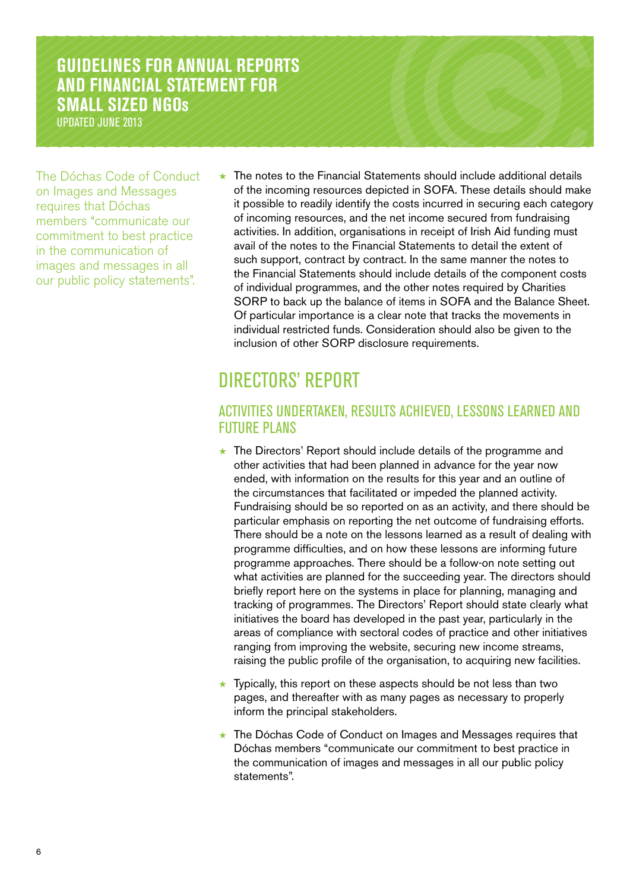> The Dóchas Code of Conduct on Images and Messages requires that Dóchas members "communicate our commitment to best practice in the communication of images and messages in all our public policy statements".

- The notes to the Financial Statements should include additional details of the incoming resources depicted in SOFA. These details should make it possible to readily identify the costs incurred in securing each category of incoming resources, and the net income secured from fundraising activities. In addition, organisations in receipt of Irish Aid funding must avail of the notes to the Financial Statements to detail the extent of such support, contract by contract. In the same manner the notes to the Financial Statements should include details of the component costs of individual programmes, and the other notes required by Charities SORP to back up the balance of items in SOFA and the Balance Sheet. Of particular importance is a clear note that tracks the movements in individual restricted funds. Consideration should also be given to the inclusion of other SORP disclosure requirements.

## DIRECTORS' REPORT

### ACTIVITIES UNDERTAKEN, RESULTS ACHIEVED, LESSONS LEARNED AND FUTURE PLANS

- The Directors' Report should include details of the programme and other activities that had been planned in advance for the year now ended, with information on the results for this year and an outline of the circumstances that facilitated or impeded the planned activity. Fundraising should be so reported on as an activity, and there should be particular emphasis on reporting the net outcome of fundraising efforts. There should be a note on the lessons learned as a result of dealing with programme difficulties, and on how these lessons are informing future programme approaches. There should be a follow-on note setting out what activities are planned for the succeeding year. The directors should briefly report here on the systems in place for planning, managing and tracking of programmes. The Directors' Report should state clearly what initiatives the board has developed in the past year, particularly in the areas of compliance with sectoral codes of practice and other initiatives ranging from improving the website, securing new income streams, raising the public profile of the organisation, to acquiring new facilities.
- Typically, this report on these aspects should be not less than two pages, and thereafter with as many pages as necessary to properly inform the principal stakeholders.
- The Dóchas Code of Conduct on Images and Messages requires that Dóchas members "communicate our commitment to best practice in the communication of images and messages in all our public policy statements".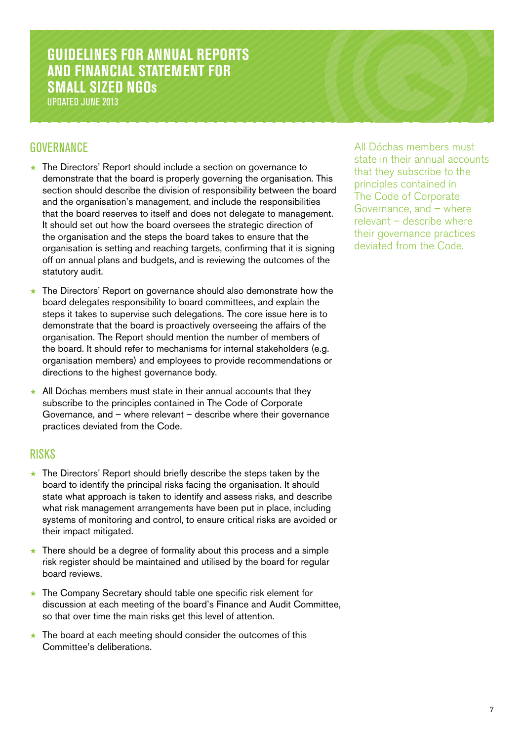## GOVERNANCE

- The Directors' Report should include a section on governance to demonstrate that the board is properly governing the organisation. This section should describe the division of responsibility between the board and the organisation's management, and include the responsibilities that the board reserves to itself and does not delegate to management. It should set out how the board oversees the strategic direction of the organisation and the steps the board takes to ensure that the organisation is setting and reaching targets, confirming that it is signing off on annual plans and budgets, and is reviewing the outcomes of the statutory audit.
- The Directors' Report on governance should also demonstrate how the board delegates responsibility to board committees, and explain the steps it takes to supervise such delegations. The core issue here is to demonstrate that the board is proactively overseeing the affairs of the organisation. The Report should mention the number of members of the board. It should refer to mechanisms for internal stakeholders (e.g. organisation members) and employees to provide recommendations or directions to the highest governance body.
- All Dóchas members must state in their annual accounts that they subscribe to the principles contained in The Code of Corporate Governance, and – where relevant – describe where their governance practices deviated from the Code.

> All Dóchas members must state in their annual accounts that they subscribe to the principles contained in The Code of Corporate Governance, and – where relevant – describe where their governance practices deviated from the Code.

## RISKS

- The Directors' Report should briefly describe the steps taken by the board to identify the principal risks facing the organisation. It should state what approach is taken to identify and assess risks, and describe what risk management arrangements have been put in place, including systems of monitoring and control, to ensure critical risks are avoided or their impact mitigated.
- There should be a degree of formality about this process and a simple risk register should be maintained and utilised by the board for regular board reviews.
- The Company Secretary should table one specific risk element for discussion at each meeting of the board's Finance and Audit Committee, so that over time the main risks get this level of attention.
- The board at each meeting should consider the outcomes of this Committee's deliberations.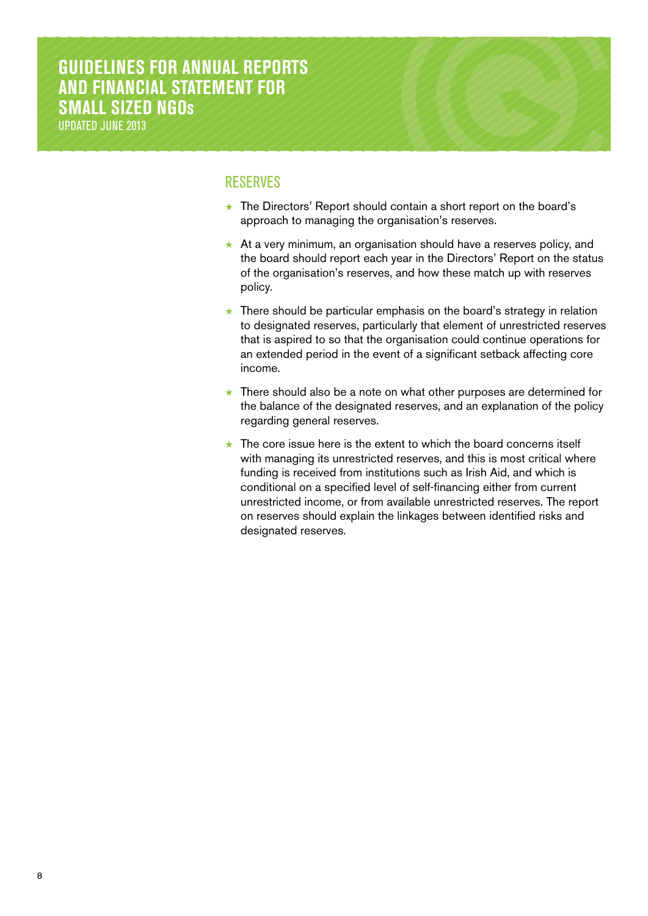## RESERVES

- The Directors' Report should contain a short report on the board's approach to managing the organisation's reserves.
- At a very minimum, an organisation should have a reserves policy, and the board should report each year in the Directors' Report on the status of the organisation's reserves, and how these match up with reserves policy.
- There should be particular emphasis on the board's strategy in relation to designated reserves, particularly that element of unrestricted reserves that is aspired to so that the organisation could continue operations for an extended period in the event of a significant setback affecting core income.
- There should also be a note on what other purposes are determined for the balance of the designated reserves, and an explanation of the policy regarding general reserves.
- The core issue here is the extent to which the board concerns itself with managing its unrestricted reserves, and this is most critical where funding is received from institutions such as Irish Aid, and which is conditional on a specified level of self-financing either from current unrestricted income, or from available unrestricted reserves. The report on reserves should explain the linkages between identified risks and designated reserves.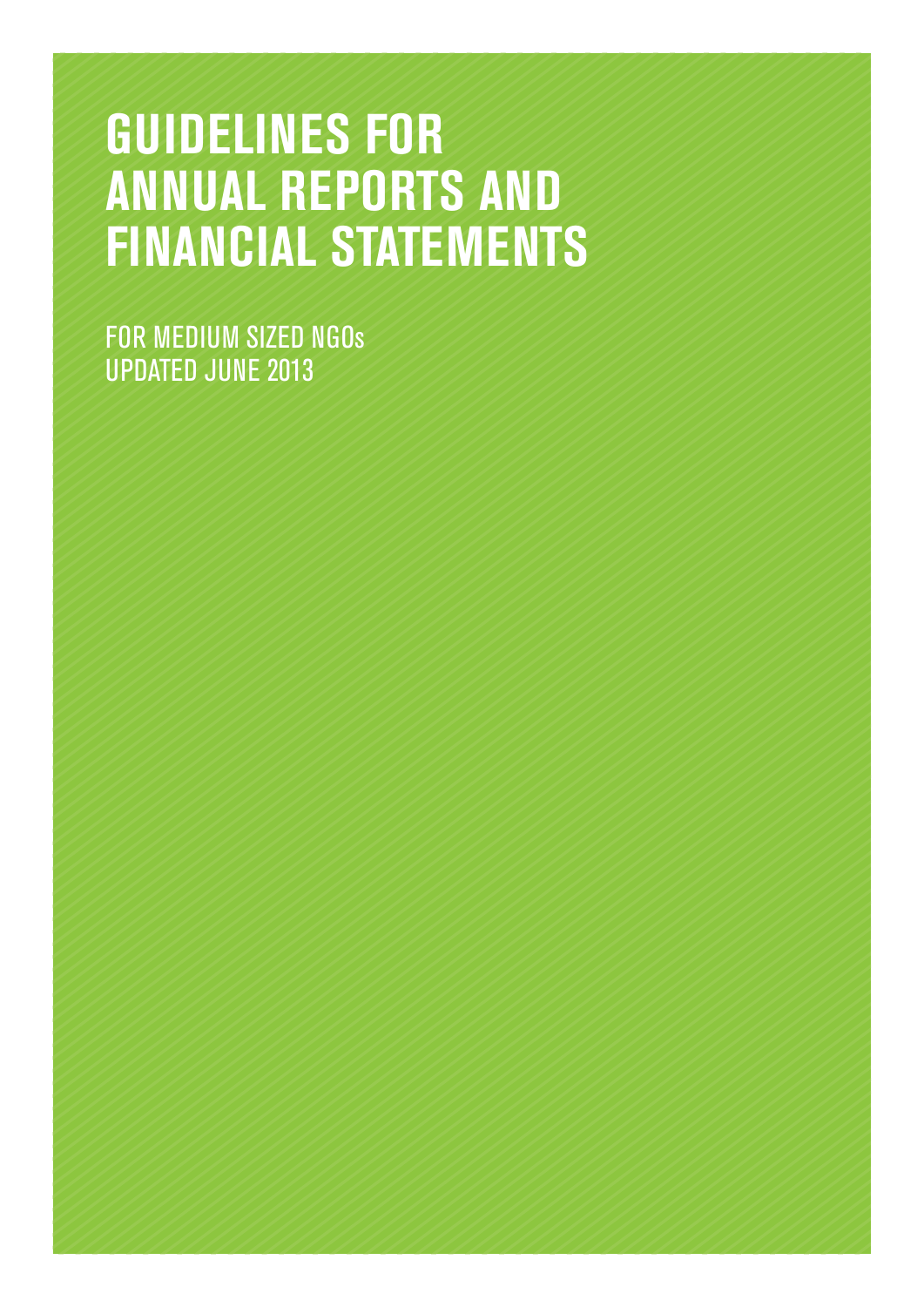# GUIDELINES FOR ANNUAL REPORTS AND FINANCIAL STATEMENTS

FOR MEDIUM SIZED NGOs
UPDATED JUNE 2013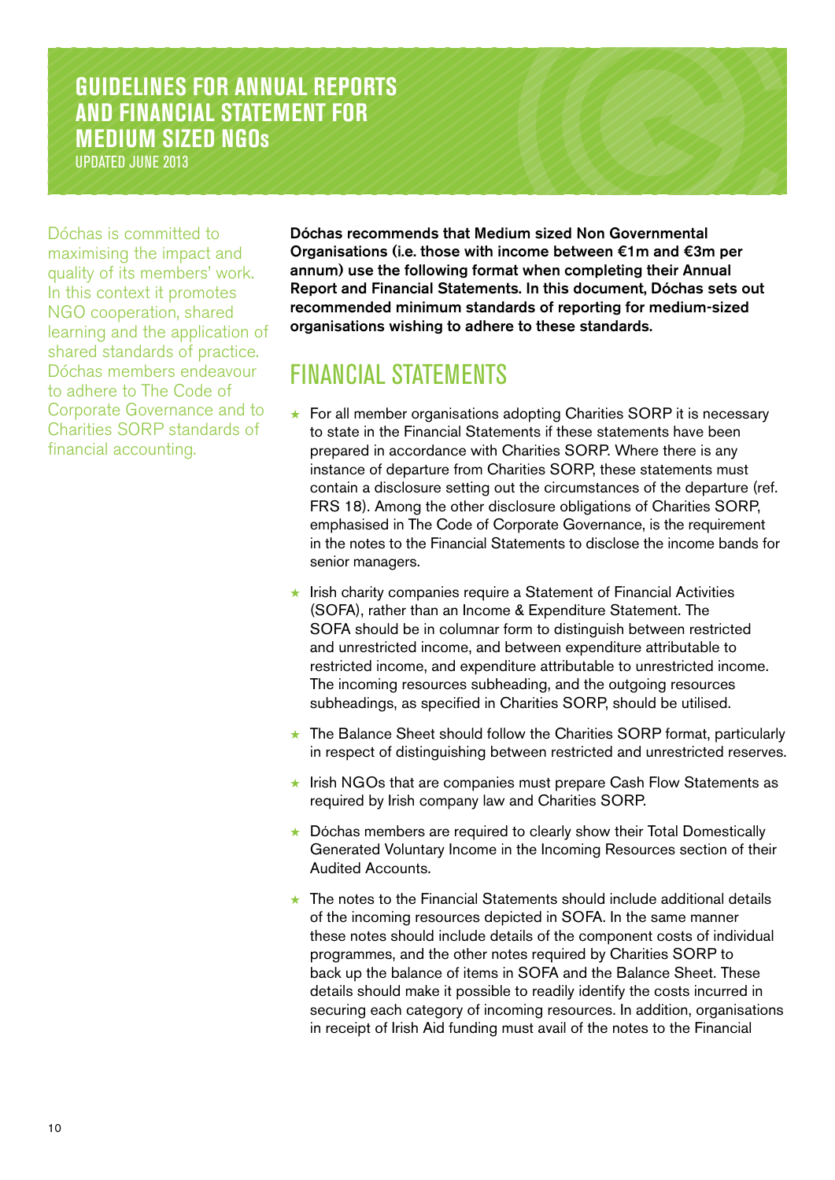# GUIDELINES FOR ANNUAL REPORTS AND FINANCIAL STATEMENT FOR MEDIUM SIZED NGOs

UPDATED JUNE 2013

Dóchas is committed to maximising the impact and quality of its members' work. In this context it promotes NGO cooperation, shared learning and the application of shared standards of practice. Dóchas members endeavour to adhere to The Code of Corporate Governance and to Charities SORP standards of financial accounting.

**Dóchas recommends that Medium sized Non Governmental Organisations (i.e. those with income between €1m and €3m per annum) use the following format when completing their Annual Report and Financial Statements. In this document, Dóchas sets out recommended minimum standards of reporting for medium-sized organisations wishing to adhere to these standards.**

## FINANCIAL STATEMENTS

- For all member organisations adopting Charities SORP it is necessary to state in the Financial Statements if these statements have been prepared in accordance with Charities SORP. Where there is any instance of departure from Charities SORP, these statements must contain a disclosure setting out the circumstances of the departure (ref. FRS 18). Among the other disclosure obligations of Charities SORP, emphasised in The Code of Corporate Governance, is the requirement in the notes to the Financial Statements to disclose the income bands for senior managers.
- Irish charity companies require a Statement of Financial Activities (SOFA), rather than an Income & Expenditure Statement. The SOFA should be in columnar form to distinguish between restricted and unrestricted income, and between expenditure attributable to restricted income, and expenditure attributable to unrestricted income. The incoming resources subheading, and the outgoing resources subheadings, as specified in Charities SORP, should be utilised.
- The Balance Sheet should follow the Charities SORP format, particularly in respect of distinguishing between restricted and unrestricted reserves.
- Irish NGOs that are companies must prepare Cash Flow Statements as required by Irish company law and Charities SORP.
- Dóchas members are required to clearly show their Total Domestically Generated Voluntary Income in the Incoming Resources section of their Audited Accounts.
- The notes to the Financial Statements should include additional details of the incoming resources depicted in SOFA. In the same manner these notes should include details of the component costs of individual programmes, and the other notes required by Charities SORP to back up the balance of items in SOFA and the Balance Sheet. These details should make it possible to readily identify the costs incurred in securing each category of incoming resources. In addition, organisations in receipt of Irish Aid funding must avail of the notes to the Financial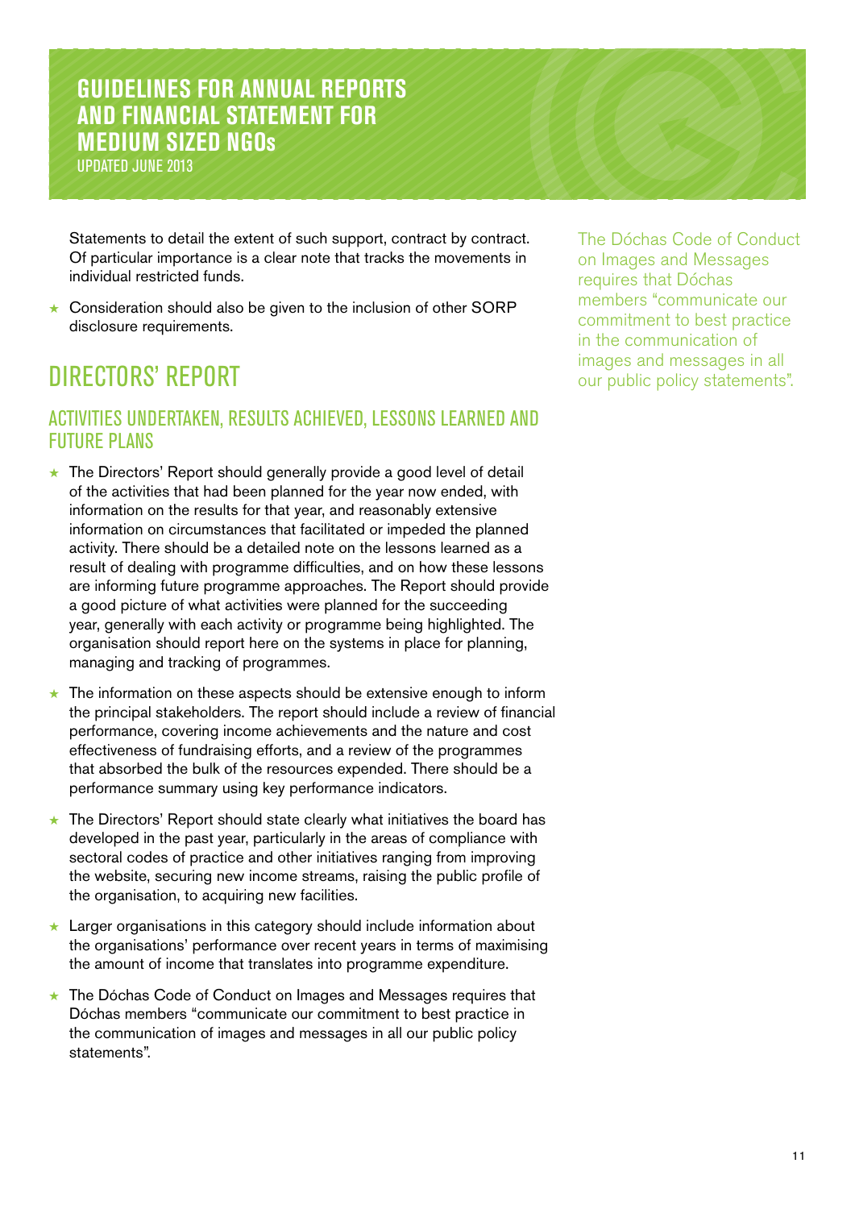Statements to detail the extent of such support, contract by contract. Of particular importance is a clear note that tracks the movements in individual restricted funds.

- Consideration should also be given to the inclusion of other SORP disclosure requirements.

## DIRECTORS' REPORT

### ACTIVITIES UNDERTAKEN, RESULTS ACHIEVED, LESSONS LEARNED AND FUTURE PLANS

- The Directors' Report should generally provide a good level of detail of the activities that had been planned for the year now ended, with information on the results for that year, and reasonably extensive information on circumstances that facilitated or impeded the planned activity. There should be a detailed note on the lessons learned as a result of dealing with programme difficulties, and on how these lessons are informing future programme approaches. The Report should provide a good picture of what activities were planned for the succeeding year, generally with each activity or programme being highlighted. The organisation should report here on the systems in place for planning, managing and tracking of programmes.
- The information on these aspects should be extensive enough to inform the principal stakeholders. The report should include a review of financial performance, covering income achievements and the nature and cost effectiveness of fundraising efforts, and a review of the programmes that absorbed the bulk of the resources expended. There should be a performance summary using key performance indicators.
- The Directors' Report should state clearly what initiatives the board has developed in the past year, particularly in the areas of compliance with sectoral codes of practice and other initiatives ranging from improving the website, securing new income streams, raising the public profile of the organisation, to acquiring new facilities.
- Larger organisations in this category should include information about the organisations' performance over recent years in terms of maximising the amount of income that translates into programme expenditure.
- The Dóchas Code of Conduct on Images and Messages requires that Dóchas members "communicate our commitment to best practice in the communication of images and messages in all our public policy statements".

The Dóchas Code of Conduct on Images and Messages requires that Dóchas members "communicate our commitment to best practice in the communication of images and messages in all our public policy statements".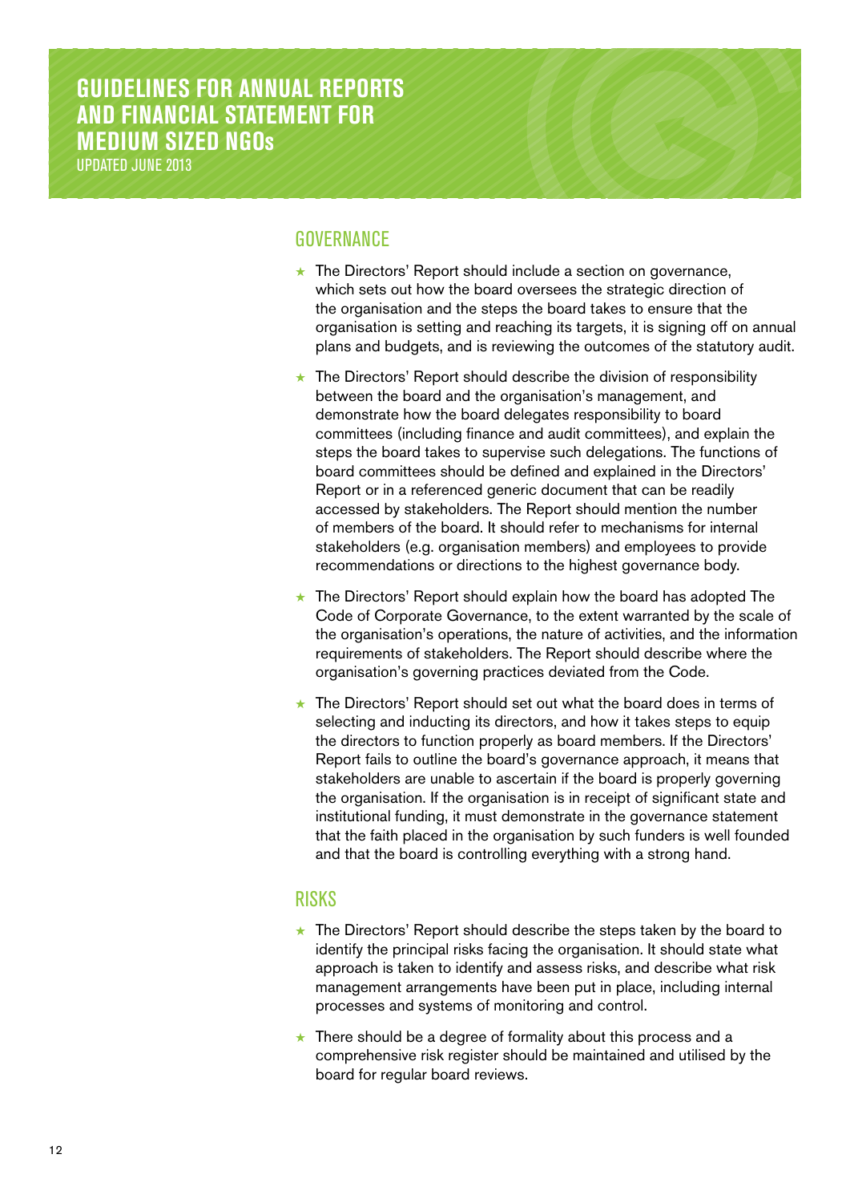## GOVERNANCE

- The Directors' Report should include a section on governance, which sets out how the board oversees the strategic direction of the organisation and the steps the board takes to ensure that the organisation is setting and reaching its targets, it is signing off on annual plans and budgets, and is reviewing the outcomes of the statutory audit.
- The Directors' Report should describe the division of responsibility between the board and the organisation's management, and demonstrate how the board delegates responsibility to board committees (including finance and audit committees), and explain the steps the board takes to supervise such delegations. The functions of board committees should be defined and explained in the Directors' Report or in a referenced generic document that can be readily accessed by stakeholders. The Report should mention the number of members of the board. It should refer to mechanisms for internal stakeholders (e.g. organisation members) and employees to provide recommendations or directions to the highest governance body.
- The Directors' Report should explain how the board has adopted The Code of Corporate Governance, to the extent warranted by the scale of the organisation's operations, the nature of activities, and the information requirements of stakeholders. The Report should describe where the organisation's governing practices deviated from the Code.
- The Directors' Report should set out what the board does in terms of selecting and inducting its directors, and how it takes steps to equip the directors to function properly as board members. If the Directors' Report fails to outline the board's governance approach, it means that stakeholders are unable to ascertain if the board is properly governing the organisation. If the organisation is in receipt of significant state and institutional funding, it must demonstrate in the governance statement that the faith placed in the organisation by such funders is well founded and that the board is controlling everything with a strong hand.

## RISKS

- The Directors' Report should describe the steps taken by the board to identify the principal risks facing the organisation. It should state what approach is taken to identify and assess risks, and describe what risk management arrangements have been put in place, including internal processes and systems of monitoring and control.
- There should be a degree of formality about this process and a comprehensive risk register should be maintained and utilised by the board for regular board reviews.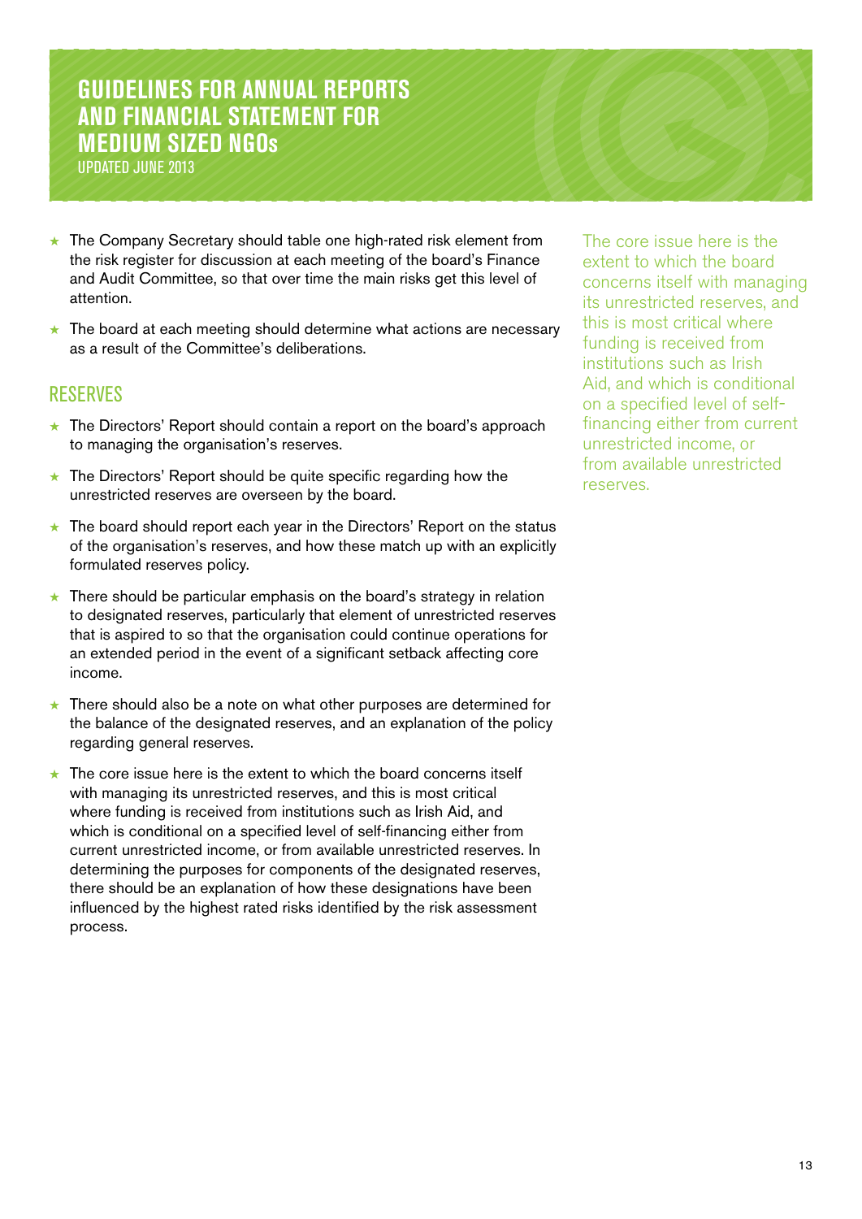- The Company Secretary should table one high-rated risk element from the risk register for discussion at each meeting of the board's Finance and Audit Committee, so that over time the main risks get this level of attention.
- The board at each meeting should determine what actions are necessary as a result of the Committee's deliberations.

## RESERVES

- The Directors' Report should contain a report on the board's approach to managing the organisation's reserves.
- The Directors' Report should be quite specific regarding how the unrestricted reserves are overseen by the board.
- The board should report each year in the Directors' Report on the status of the organisation's reserves, and how these match up with an explicitly formulated reserves policy.
- There should be particular emphasis on the board's strategy in relation to designated reserves, particularly that element of unrestricted reserves that is aspired to so that the organisation could continue operations for an extended period in the event of a significant setback affecting core income.
- There should also be a note on what other purposes are determined for the balance of the designated reserves, and an explanation of the policy regarding general reserves.
- The core issue here is the extent to which the board concerns itself with managing its unrestricted reserves, and this is most critical where funding is received from institutions such as Irish Aid, and which is conditional on a specified level of self-financing either from current unrestricted income, or from available unrestricted reserves. In determining the purposes for components of the designated reserves, there should be an explanation of how these designations have been influenced by the highest rated risks identified by the risk assessment process.

The core issue here is the extent to which the board concerns itself with managing its unrestricted reserves, and this is most critical where funding is received from institutions such as Irish Aid, and which is conditional on a specified level of self-financing either from current unrestricted income, or from available unrestricted reserves.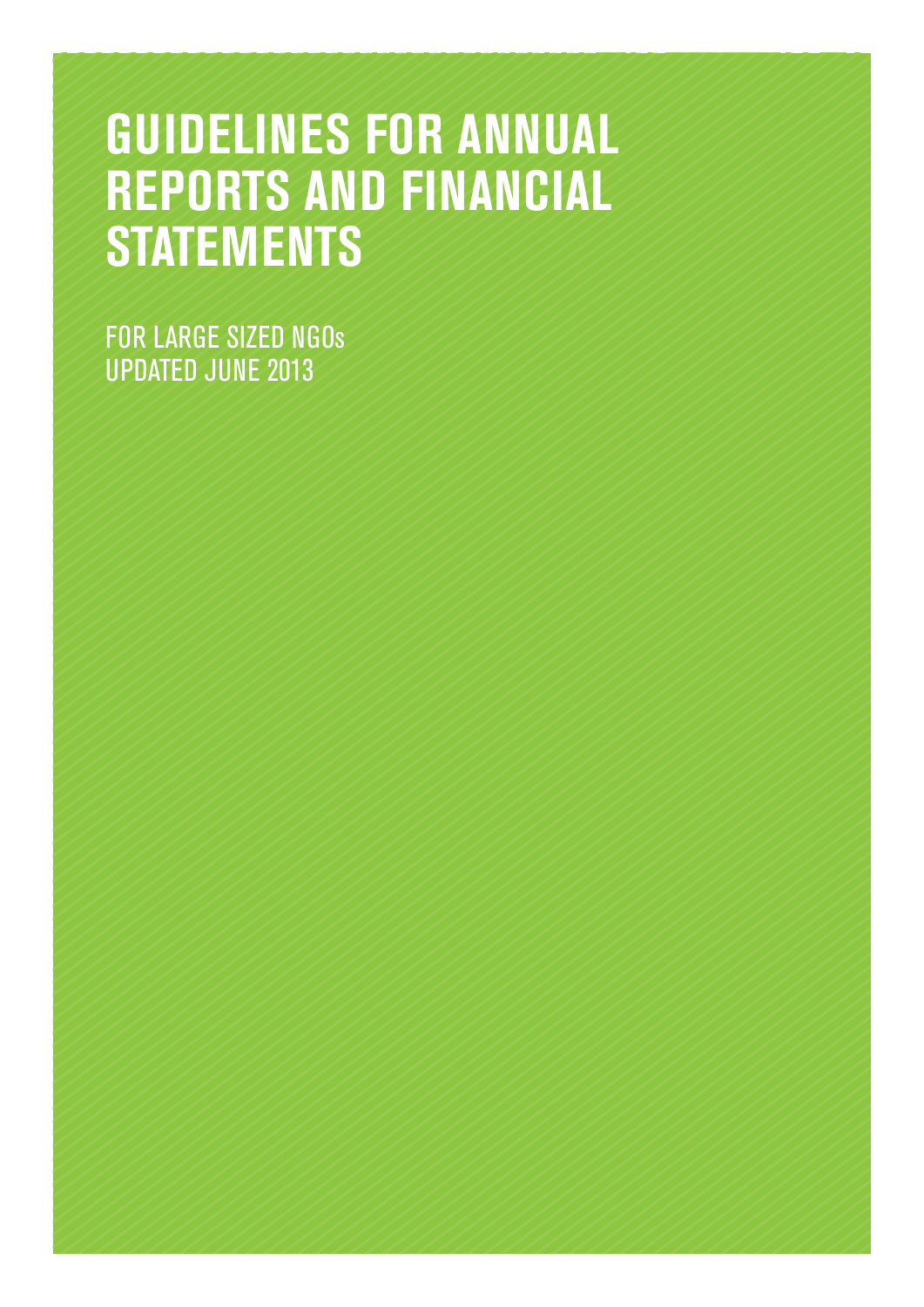# GUIDELINES FOR ANNUAL REPORTS AND FINANCIAL STATEMENTS

FOR LARGE SIZED NGOs
UPDATED JUNE 2013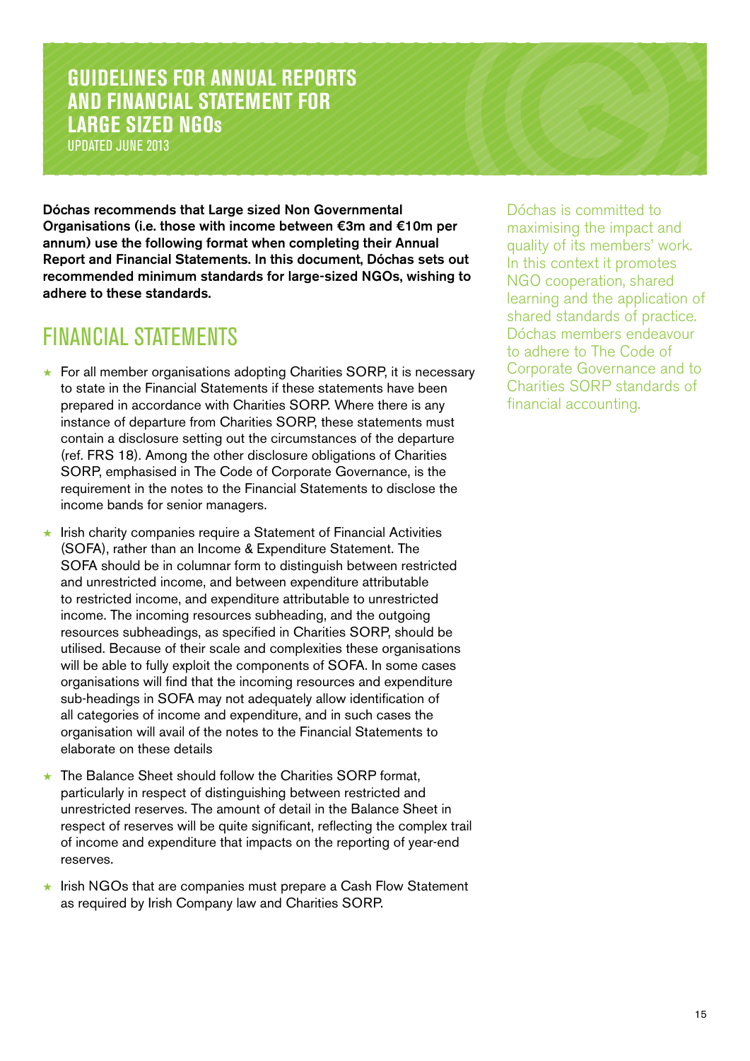# GUIDELINES FOR ANNUAL REPORTS AND FINANCIAL STATEMENT FOR LARGE SIZED NGOs

UPDATED JUNE 2013

**Dóchas recommends that Large sized Non Governmental Organisations (i.e. those with income between €3m and €10m per annum) use the following format when completing their Annual Report and Financial Statements. In this document, Dóchas sets out recommended minimum standards for large-sized NGOs, wishing to adhere to these standards.**

Dóchas is committed to maximising the impact and quality of its members' work. In this context it promotes NGO cooperation, shared learning and the application of shared standards of practice. Dóchas members endeavour to adhere to The Code of Corporate Governance and to Charities SORP standards of financial accounting.

## FINANCIAL STATEMENTS

- For all member organisations adopting Charities SORP, it is necessary to state in the Financial Statements if these statements have been prepared in accordance with Charities SORP. Where there is any instance of departure from Charities SORP, these statements must contain a disclosure setting out the circumstances of the departure (ref. FRS 18). Among the other disclosure obligations of Charities SORP, emphasised in The Code of Corporate Governance, is the requirement in the notes to the Financial Statements to disclose the income bands for senior managers.
- Irish charity companies require a Statement of Financial Activities (SOFA), rather than an Income & Expenditure Statement. The SOFA should be in columnar form to distinguish between restricted and unrestricted income, and between expenditure attributable to restricted income, and expenditure attributable to unrestricted income. The incoming resources subheading, and the outgoing resources subheadings, as specified in Charities SORP, should be utilised. Because of their scale and complexities these organisations will be able to fully exploit the components of SOFA. In some cases organisations will find that the incoming resources and expenditure sub-headings in SOFA may not adequately allow identification of all categories of income and expenditure, and in such cases the organisation will avail of the notes to the Financial Statements to elaborate on these details
- The Balance Sheet should follow the Charities SORP format, particularly in respect of distinguishing between restricted and unrestricted reserves. The amount of detail in the Balance Sheet in respect of reserves will be quite significant, reflecting the complex trail of income and expenditure that impacts on the reporting of year-end reserves.
- Irish NGOs that are companies must prepare a Cash Flow Statement as required by Irish Company law and Charities SORP.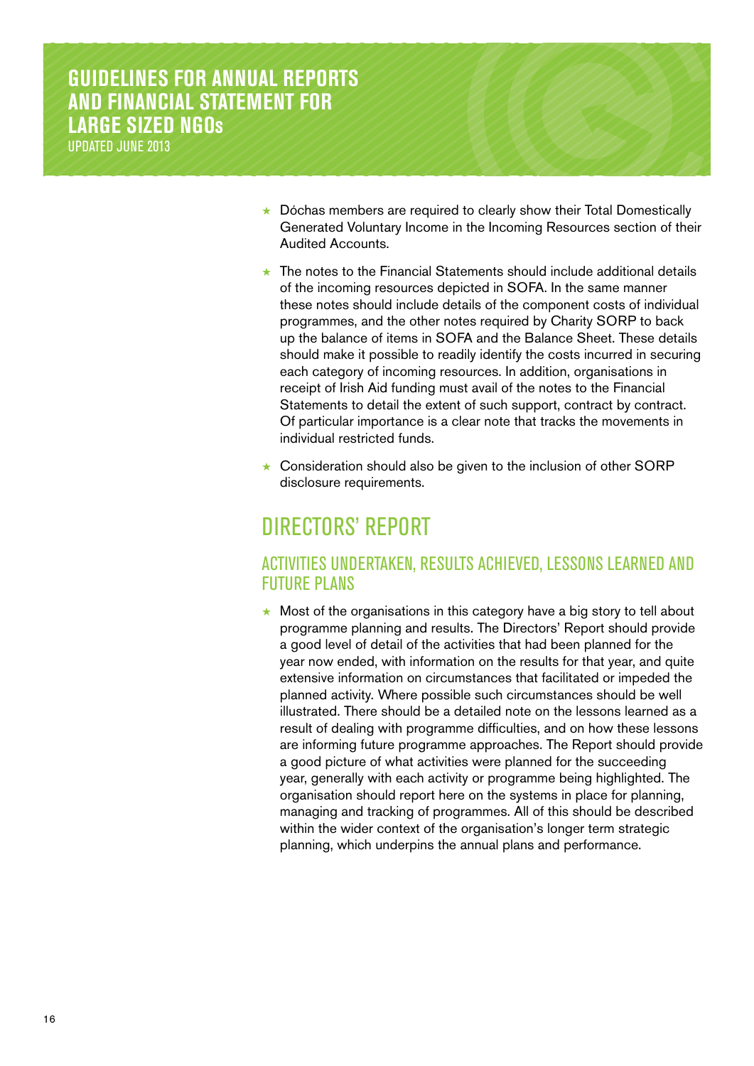- Dóchas members are required to clearly show their Total Domestically Generated Voluntary Income in the Incoming Resources section of their Audited Accounts.
- The notes to the Financial Statements should include additional details of the incoming resources depicted in SOFA. In the same manner these notes should include details of the component costs of individual programmes, and the other notes required by Charity SORP to back up the balance of items in SOFA and the Balance Sheet. These details should make it possible to readily identify the costs incurred in securing each category of incoming resources. In addition, organisations in receipt of Irish Aid funding must avail of the notes to the Financial Statements to detail the extent of such support, contract by contract. Of particular importance is a clear note that tracks the movements in individual restricted funds.
- Consideration should also be given to the inclusion of other SORP disclosure requirements.

## DIRECTORS' REPORT

### ACTIVITIES UNDERTAKEN, RESULTS ACHIEVED, LESSONS LEARNED AND FUTURE PLANS

- Most of the organisations in this category have a big story to tell about programme planning and results. The Directors' Report should provide a good level of detail of the activities that had been planned for the year now ended, with information on the results for that year, and quite extensive information on circumstances that facilitated or impeded the planned activity. Where possible such circumstances should be well illustrated. There should be a detailed note on the lessons learned as a result of dealing with programme difficulties, and on how these lessons are informing future programme approaches. The Report should provide a good picture of what activities were planned for the succeeding year, generally with each activity or programme being highlighted. The organisation should report here on the systems in place for planning, managing and tracking of programmes. All of this should be described within the wider context of the organisation's longer term strategic planning, which underpins the annual plans and performance.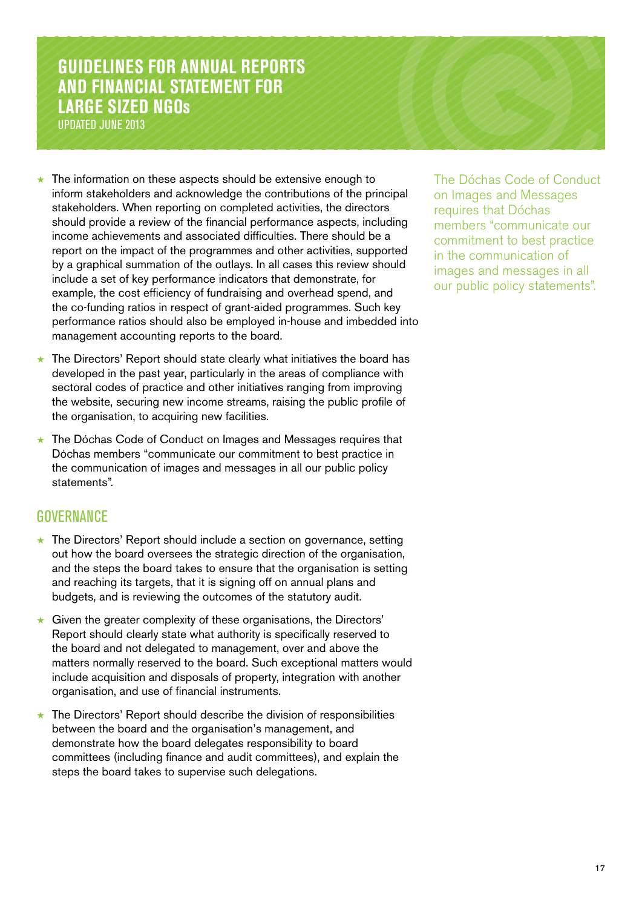- The information on these aspects should be extensive enough to inform stakeholders and acknowledge the contributions of the principal stakeholders. When reporting on completed activities, the directors should provide a review of the financial performance aspects, including income achievements and associated difficulties. There should be a report on the impact of the programmes and other activities, supported by a graphical summation of the outlays. In all cases this review should include a set of key performance indicators that demonstrate, for example, the cost efficiency of fundraising and overhead spend, and the co-funding ratios in respect of grant-aided programmes. Such key performance ratios should also be employed in-house and imbedded into management accounting reports to the board.
- The Directors' Report should state clearly what initiatives the board has developed in the past year, particularly in the areas of compliance with sectoral codes of practice and other initiatives ranging from improving the website, securing new income streams, raising the public profile of the organisation, to acquiring new facilities.
- The Dóchas Code of Conduct on Images and Messages requires that Dóchas members "communicate our commitment to best practice in the communication of images and messages in all our public policy statements".

The Dóchas Code of Conduct on Images and Messages requires that Dóchas members "communicate our commitment to best practice in the communication of images and messages in all our public policy statements".

## GOVERNANCE

- The Directors' Report should include a section on governance, setting out how the board oversees the strategic direction of the organisation, and the steps the board takes to ensure that the organisation is setting and reaching its targets, that it is signing off on annual plans and budgets, and is reviewing the outcomes of the statutory audit.
- Given the greater complexity of these organisations, the Directors' Report should clearly state what authority is specifically reserved to the board and not delegated to management, over and above the matters normally reserved to the board. Such exceptional matters would include acquisition and disposals of property, integration with another organisation, and use of financial instruments.
- The Directors' Report should describe the division of responsibilities between the board and the organisation's management, and demonstrate how the board delegates responsibility to board committees (including finance and audit committees), and explain the steps the board takes to supervise such delegations.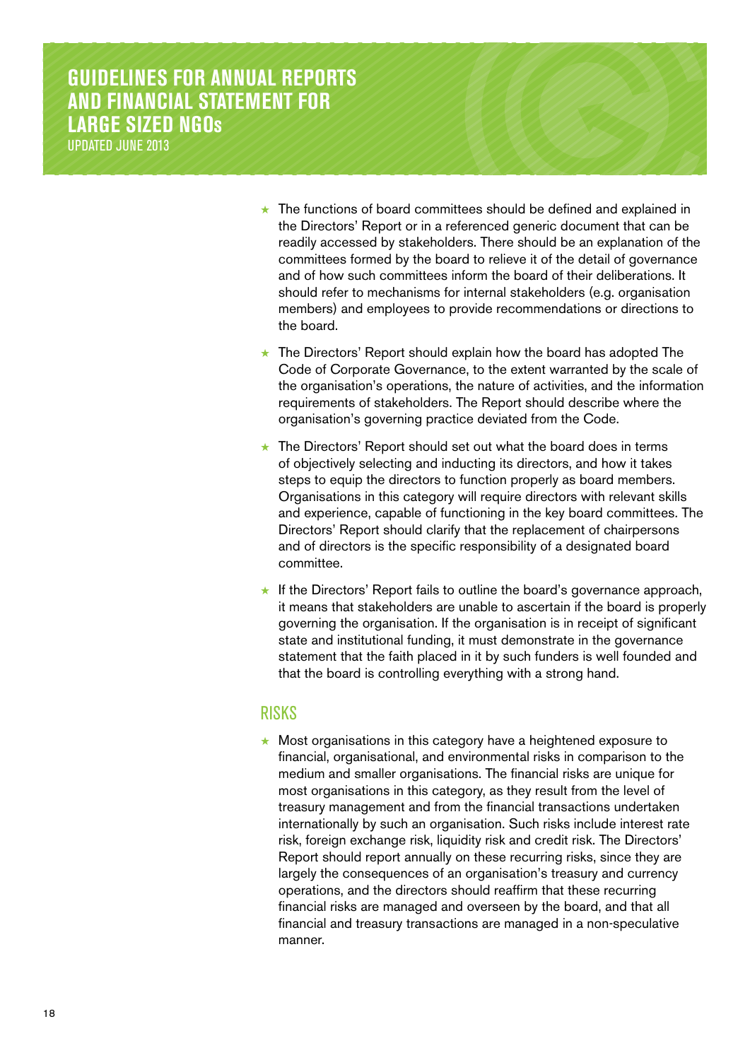- The functions of board committees should be defined and explained in the Directors' Report or in a referenced generic document that can be readily accessed by stakeholders. There should be an explanation of the committees formed by the board to relieve it of the detail of governance and of how such committees inform the board of their deliberations. It should refer to mechanisms for internal stakeholders (e.g. organisation members) and employees to provide recommendations or directions to the board.
- The Directors' Report should explain how the board has adopted The Code of Corporate Governance, to the extent warranted by the scale of the organisation's operations, the nature of activities, and the information requirements of stakeholders. The Report should describe where the organisation's governing practice deviated from the Code.
- The Directors' Report should set out what the board does in terms of objectively selecting and inducting its directors, and how it takes steps to equip the directors to function properly as board members. Organisations in this category will require directors with relevant skills and experience, capable of functioning in the key board committees. The Directors' Report should clarify that the replacement of chairpersons and of directors is the specific responsibility of a designated board committee.
- If the Directors' Report fails to outline the board's governance approach, it means that stakeholders are unable to ascertain if the board is properly governing the organisation. If the organisation is in receipt of significant state and institutional funding, it must demonstrate in the governance statement that the faith placed in it by such funders is well founded and that the board is controlling everything with a strong hand.

## RISKS

- Most organisations in this category have a heightened exposure to financial, organisational, and environmental risks in comparison to the medium and smaller organisations. The financial risks are unique for most organisations in this category, as they result from the level of treasury management and from the financial transactions undertaken internationally by such an organisation. Such risks include interest rate risk, foreign exchange risk, liquidity risk and credit risk. The Directors' Report should report annually on these recurring risks, since they are largely the consequences of an organisation's treasury and currency operations, and the directors should reaffirm that these recurring financial risks are managed and overseen by the board, and that all financial and treasury transactions are managed in a non-speculative manner.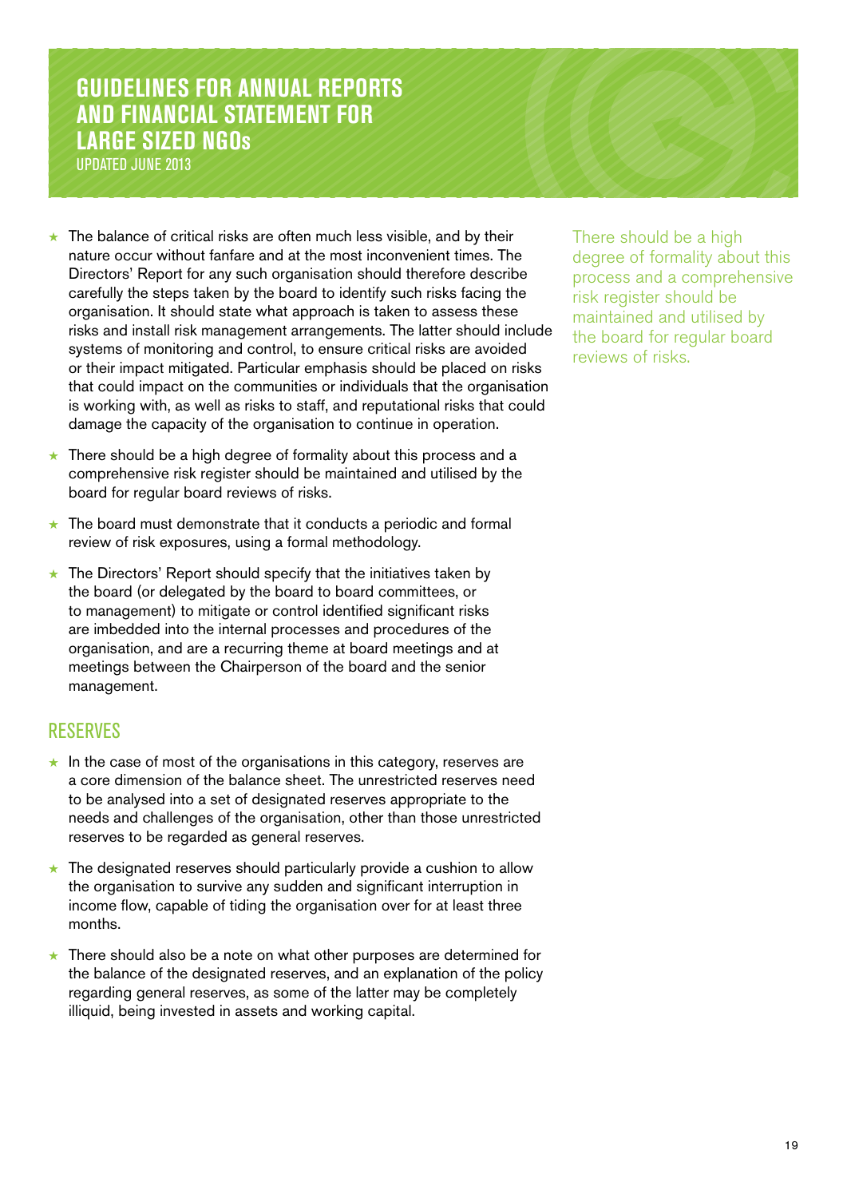- The balance of critical risks are often much less visible, and by their nature occur without fanfare and at the most inconvenient times. The Directors' Report for any such organisation should therefore describe carefully the steps taken by the board to identify such risks facing the organisation. It should state what approach is taken to assess these risks and install risk management arrangements. The latter should include systems of monitoring and control, to ensure critical risks are avoided or their impact mitigated. Particular emphasis should be placed on risks that could impact on the communities or individuals that the organisation is working with, as well as risks to staff, and reputational risks that could damage the capacity of the organisation to continue in operation.
- There should be a high degree of formality about this process and a comprehensive risk register should be maintained and utilised by the board for regular board reviews of risks.
- The board must demonstrate that it conducts a periodic and formal review of risk exposures, using a formal methodology.
- The Directors' Report should specify that the initiatives taken by the board (or delegated by the board to board committees, or to management) to mitigate or control identified significant risks are imbedded into the internal processes and procedures of the organisation, and are a recurring theme at board meetings and at meetings between the Chairperson of the board and the senior management.

There should be a high degree of formality about this process and a comprehensive risk register should be maintained and utilised by the board for regular board reviews of risks.

## RESERVES

- In the case of most of the organisations in this category, reserves are a core dimension of the balance sheet. The unrestricted reserves need to be analysed into a set of designated reserves appropriate to the needs and challenges of the organisation, other than those unrestricted reserves to be regarded as general reserves.
- The designated reserves should particularly provide a cushion to allow the organisation to survive any sudden and significant interruption in income flow, capable of tiding the organisation over for at least three months.
- There should also be a note on what other purposes are determined for the balance of the designated reserves, and an explanation of the policy regarding general reserves, as some of the latter may be completely illiquid, being invested in assets and working capital.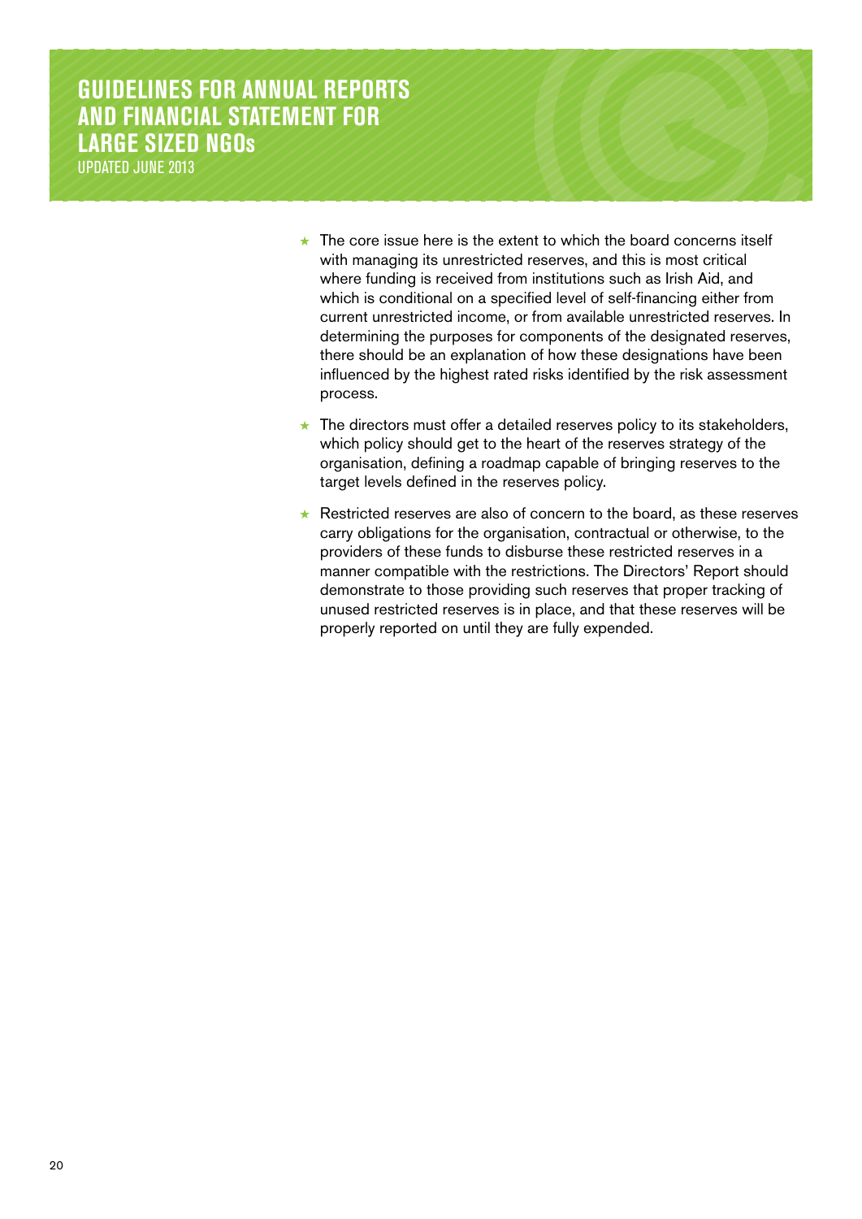- The core issue here is the extent to which the board concerns itself with managing its unrestricted reserves, and this is most critical where funding is received from institutions such as Irish Aid, and which is conditional on a specified level of self-financing either from current unrestricted income, or from available unrestricted reserves. In determining the purposes for components of the designated reserves, there should be an explanation of how these designations have been influenced by the highest rated risks identified by the risk assessment process.
- The directors must offer a detailed reserves policy to its stakeholders, which policy should get to the heart of the reserves strategy of the organisation, defining a roadmap capable of bringing reserves to the target levels defined in the reserves policy.
- Restricted reserves are also of concern to the board, as these reserves carry obligations for the organisation, contractual or otherwise, to the providers of these funds to disburse these restricted reserves in a manner compatible with the restrictions. The Directors' Report should demonstrate to those providing such reserves that proper tracking of unused restricted reserves is in place, and that these reserves will be properly reported on until they are fully expended.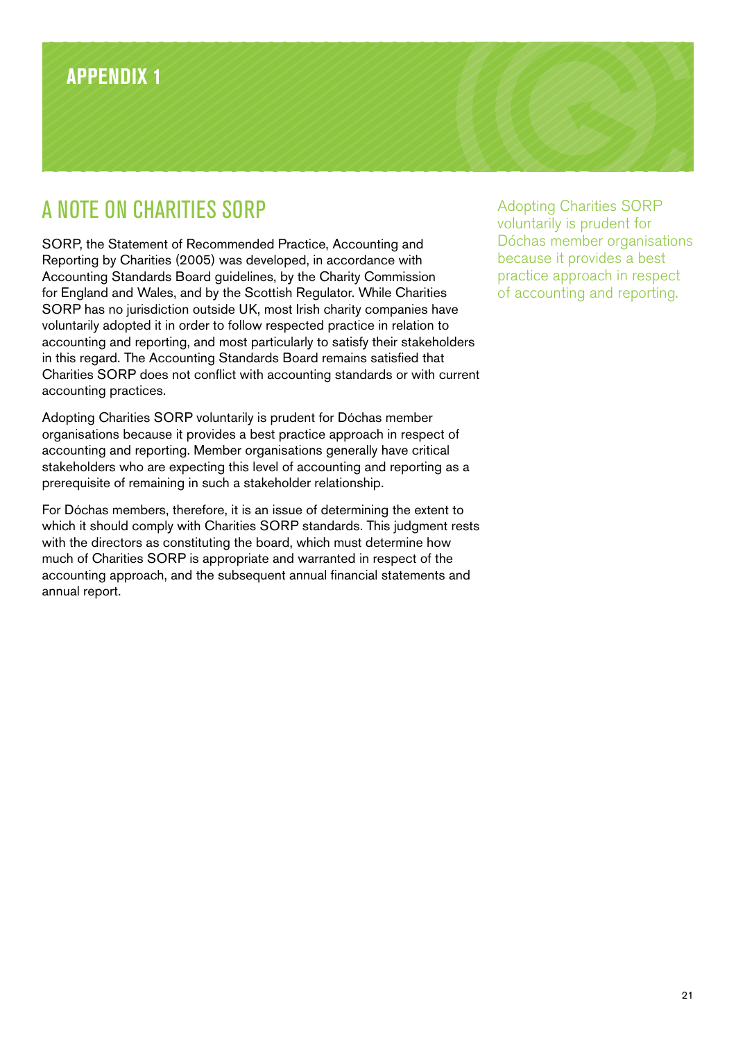# APPENDIX 1

## A NOTE ON CHARITIES SORP

SORP, the Statement of Recommended Practice, Accounting and Reporting by Charities (2005) was developed, in accordance with Accounting Standards Board guidelines, by the Charity Commission for England and Wales, and by the Scottish Regulator. While Charities SORP has no jurisdiction outside UK, most Irish charity companies have voluntarily adopted it in order to follow respected practice in relation to accounting and reporting, and most particularly to satisfy their stakeholders in this regard. The Accounting Standards Board remains satisfied that Charities SORP does not conflict with accounting standards or with current accounting practices.

Adopting Charities SORP voluntarily is prudent for Dóchas member organisations because it provides a best practice approach in respect of accounting and reporting. Member organisations generally have critical stakeholders who are expecting this level of accounting and reporting as a prerequisite of remaining in such a stakeholder relationship.

For Dóchas members, therefore, it is an issue of determining the extent to which it should comply with Charities SORP standards. This judgment rests with the directors as constituting the board, which must determine how much of Charities SORP is appropriate and warranted in respect of the accounting approach, and the subsequent annual financial statements and annual report.

Adopting Charities SORP voluntarily is prudent for Dóchas member organisations because it provides a best practice approach in respect of accounting and reporting.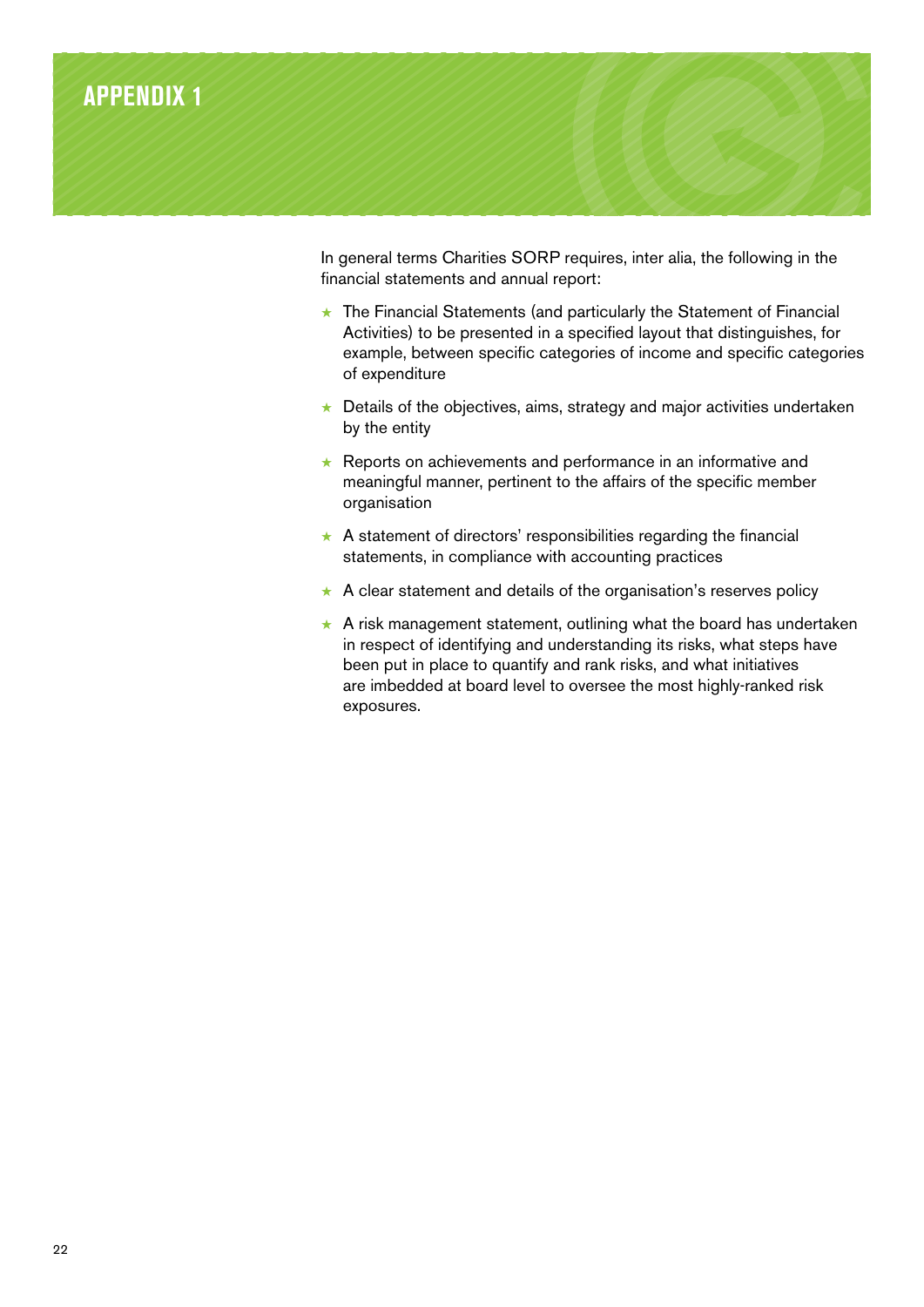# APPENDIX 1

In general terms Charities SORP requires, inter alia, the following in the financial statements and annual report:

- The Financial Statements (and particularly the Statement of Financial Activities) to be presented in a specified layout that distinguishes, for example, between specific categories of income and specific categories of expenditure
- Details of the objectives, aims, strategy and major activities undertaken by the entity
- Reports on achievements and performance in an informative and meaningful manner, pertinent to the affairs of the specific member organisation
- A statement of directors' responsibilities regarding the financial statements, in compliance with accounting practices
- A clear statement and details of the organisation's reserves policy
- A risk management statement, outlining what the board has undertaken in respect of identifying and understanding its risks, what steps have been put in place to quantify and rank risks, and what initiatives are imbedded at board level to oversee the most highly-ranked risk exposures.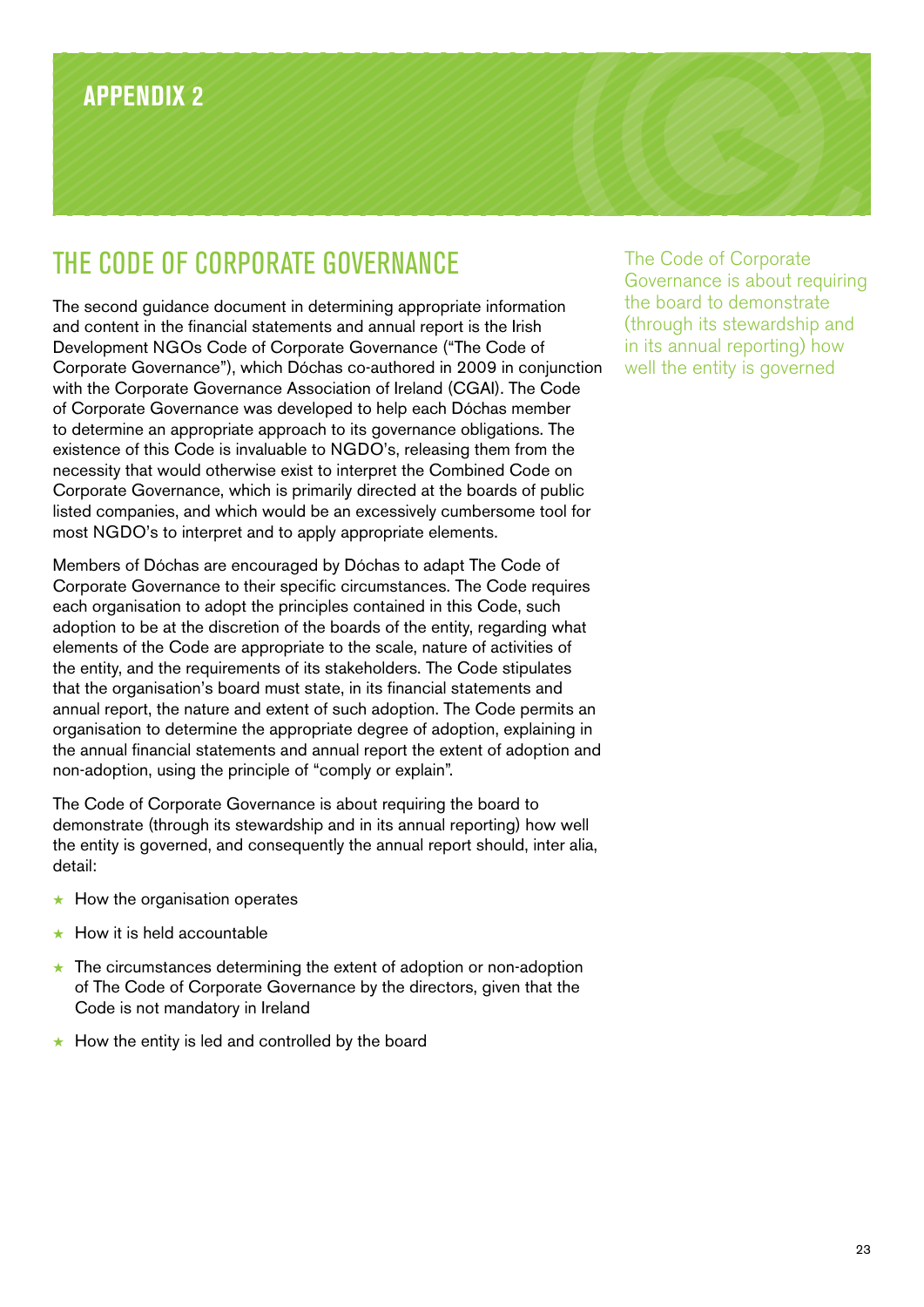# APPENDIX 2

## THE CODE OF CORPORATE GOVERNANCE

The second guidance document in determining appropriate information and content in the financial statements and annual report is the Irish Development NGOs Code of Corporate Governance ("The Code of Corporate Governance"), which Dóchas co-authored in 2009 in conjunction with the Corporate Governance Association of Ireland (CGAI). The Code of Corporate Governance was developed to help each Dóchas member to determine an appropriate approach to its governance obligations. The existence of this Code is invaluable to NGDO's, releasing them from the necessity that would otherwise exist to interpret the Combined Code on Corporate Governance, which is primarily directed at the boards of public listed companies, and which would be an excessively cumbersome tool for most NGDO's to interpret and to apply appropriate elements.

Members of Dóchas are encouraged by Dóchas to adapt The Code of Corporate Governance to their specific circumstances. The Code requires each organisation to adopt the principles contained in this Code, such adoption to be at the discretion of the boards of the entity, regarding what elements of the Code are appropriate to the scale, nature of activities of the entity, and the requirements of its stakeholders. The Code stipulates that the organisation's board must state, in its financial statements and annual report, the nature and extent of such adoption. The Code permits an organisation to determine the appropriate degree of adoption, explaining in the annual financial statements and annual report the extent of adoption and non-adoption, using the principle of "comply or explain".

The Code of Corporate Governance is about requiring the board to demonstrate (through its stewardship and in its annual reporting) how well the entity is governed, and consequently the annual report should, inter alia, detail:

- How the organisation operates
- How it is held accountable
- The circumstances determining the extent of adoption or non-adoption of The Code of Corporate Governance by the directors, given that the Code is not mandatory in Ireland
- How the entity is led and controlled by the board

The Code of Corporate Governance is about requiring the board to demonstrate (through its stewardship and in its annual reporting) how well the entity is governed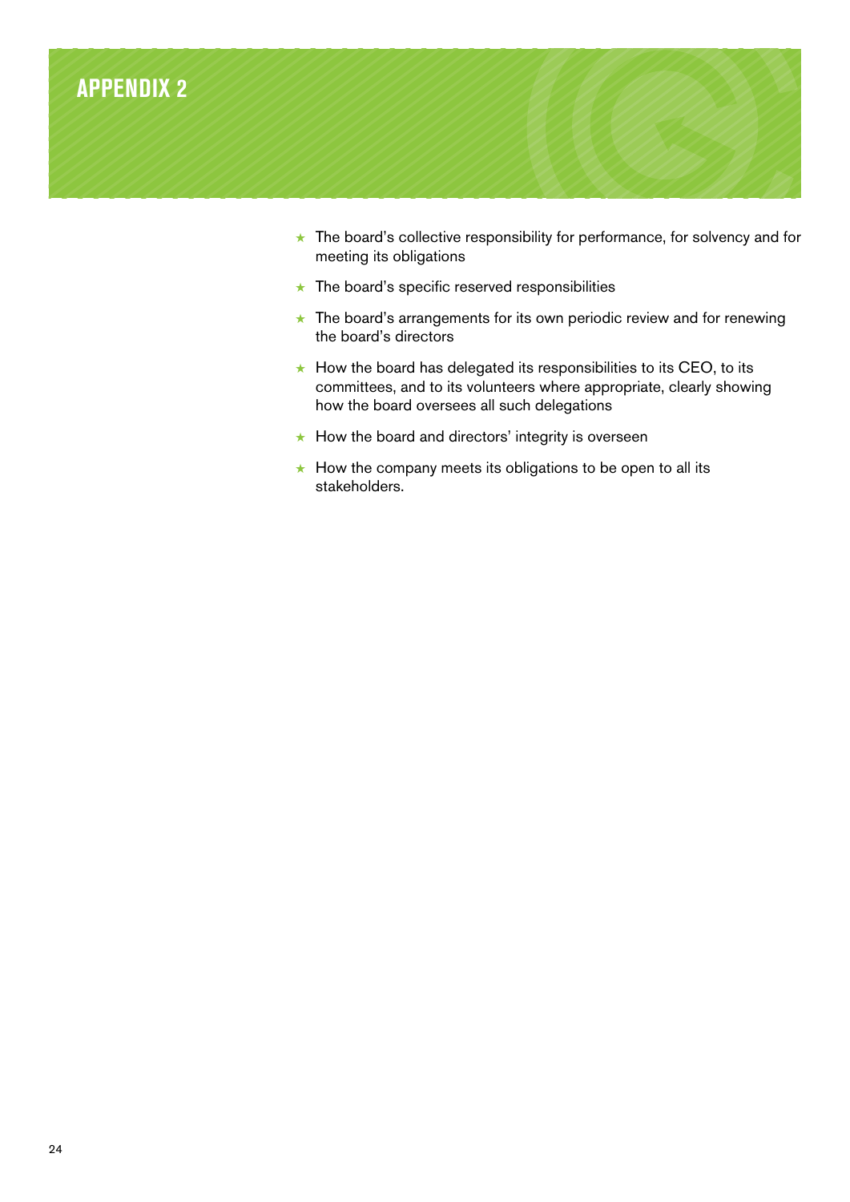# APPENDIX 2

- The board's collective responsibility for performance, for solvency and for meeting its obligations
- The board's specific reserved responsibilities
- The board's arrangements for its own periodic review and for renewing the board's directors
- How the board has delegated its responsibilities to its CEO, to its committees, and to its volunteers where appropriate, clearly showing how the board oversees all such delegations
- How the board and directors' integrity is overseen
- How the company meets its obligations to be open to all its stakeholders.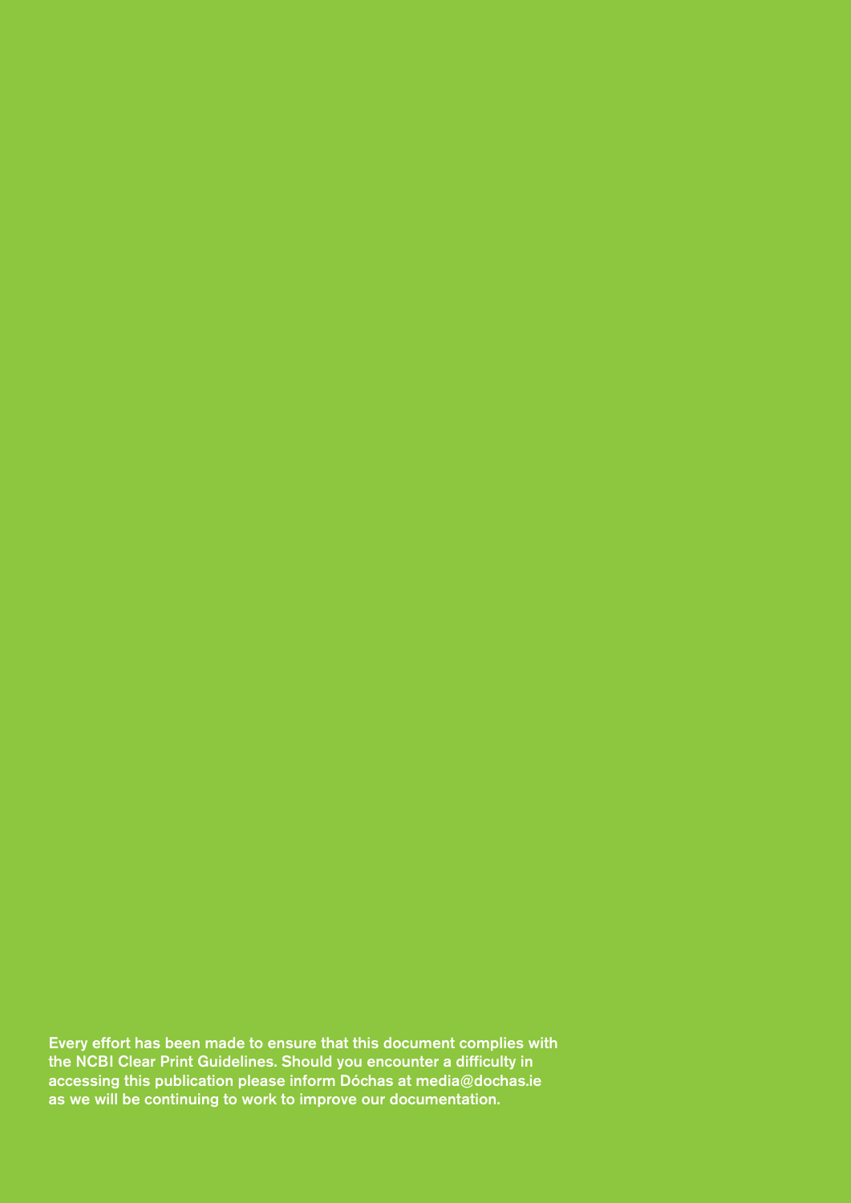Every effort has been made to ensure that this document complies with the NCBI Clear Print Guidelines. Should you encounter a difficulty in accessing this publication please inform Dóchas at media@dochas.ie as we will be continuing to work to improve our documentation.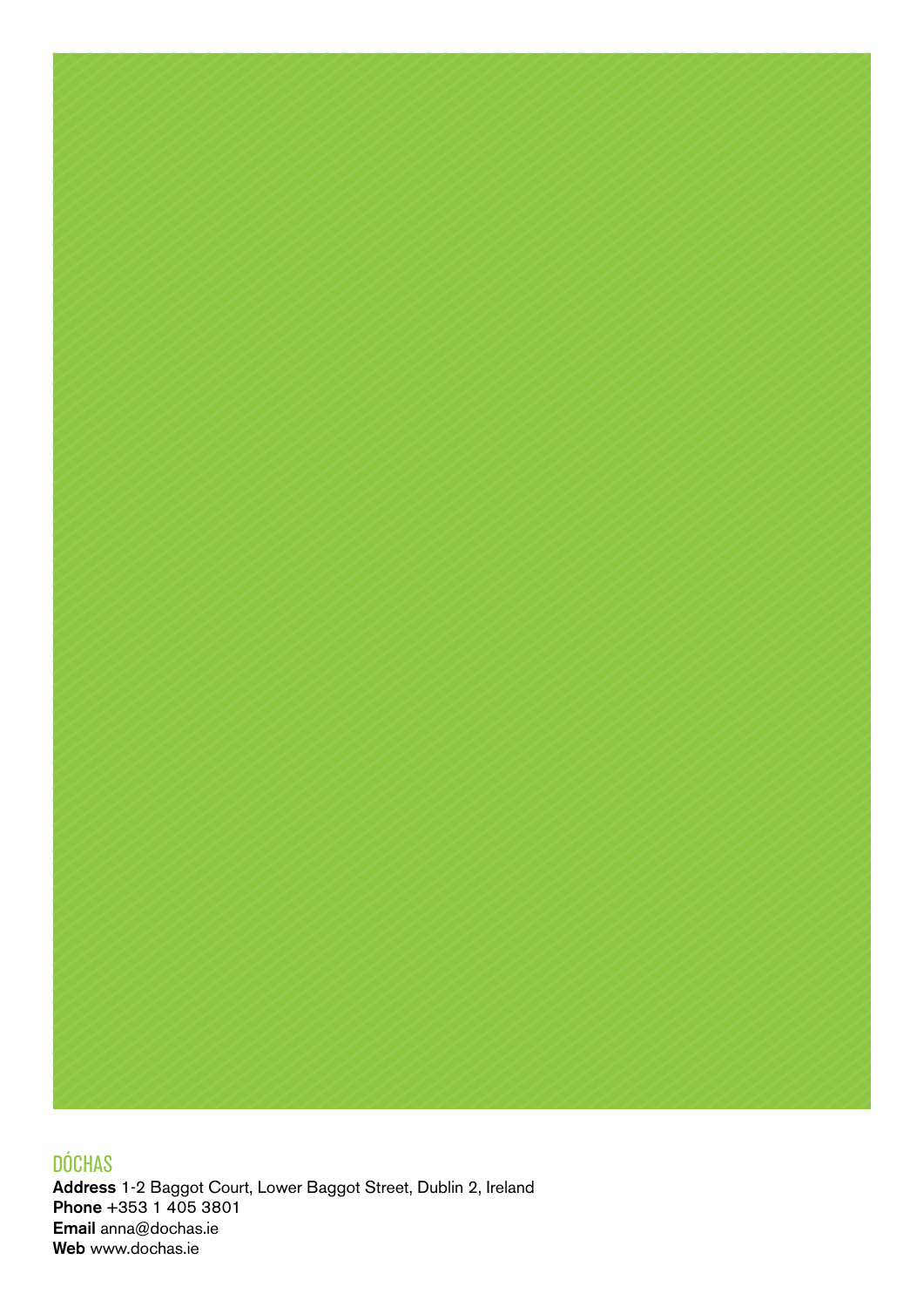DÓCHAS

**Address** 1-2 Baggot Court, Lower Baggot Street, Dublin 2, Ireland
**Phone** +353 1 405 3801
**Email** anna@dochas.ie
**Web** www.dochas.ie